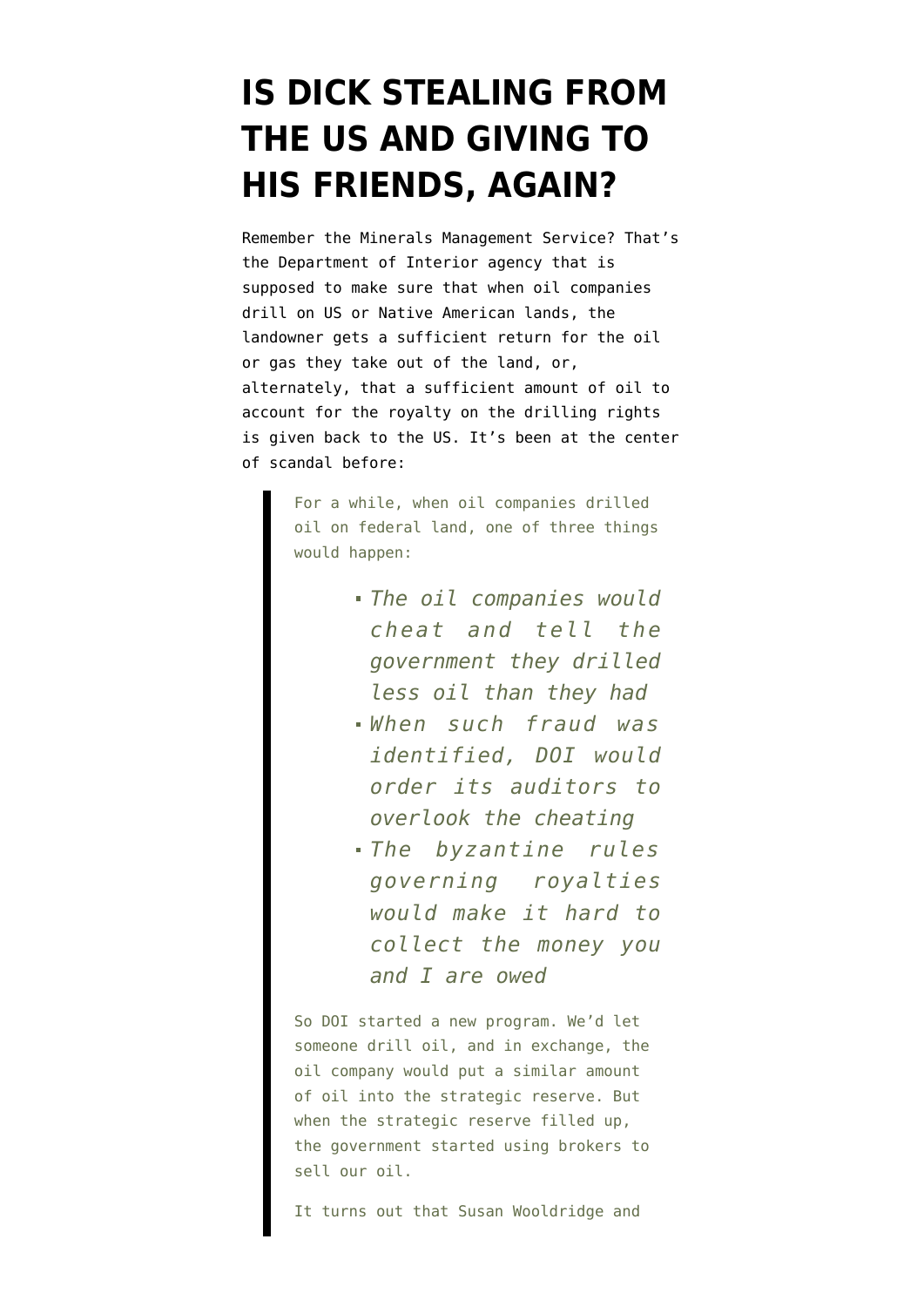# IS DICK STEALING FROM THE US AND GIVING TO HIS FRIENDS, AGAIN?

Remember the Minerals Management Service? That's the Department of Interior agency that is supposed to make sure that when oil companies drill on US or Native American lands, the landowner gets a sufficient return for the oil or gas they take out of the land, or, alternately, that a sufficient amount of oil to account for the royalty on the drilling rights is given back to the US. It's been at the center of scandal before:

> For a while, when oil companies drilled oil on federal land, one of three things would happen:
>
> - *The oil companies would cheat and tell the government they drilled less oil than they had*
> - *When such fraud was identified, DOI would order its auditors to overlook the cheating*
> - *The byzantine rules governing royalties would make it hard to collect the money you and I are owed*
>
> So DOI started a new program. We'd let someone drill oil, and in exchange, the oil company would put a similar amount of oil into the strategic reserve. But when the strategic reserve filled up, the government started using brokers to sell our oil.
>
> It turns out that Susan Wooldridge and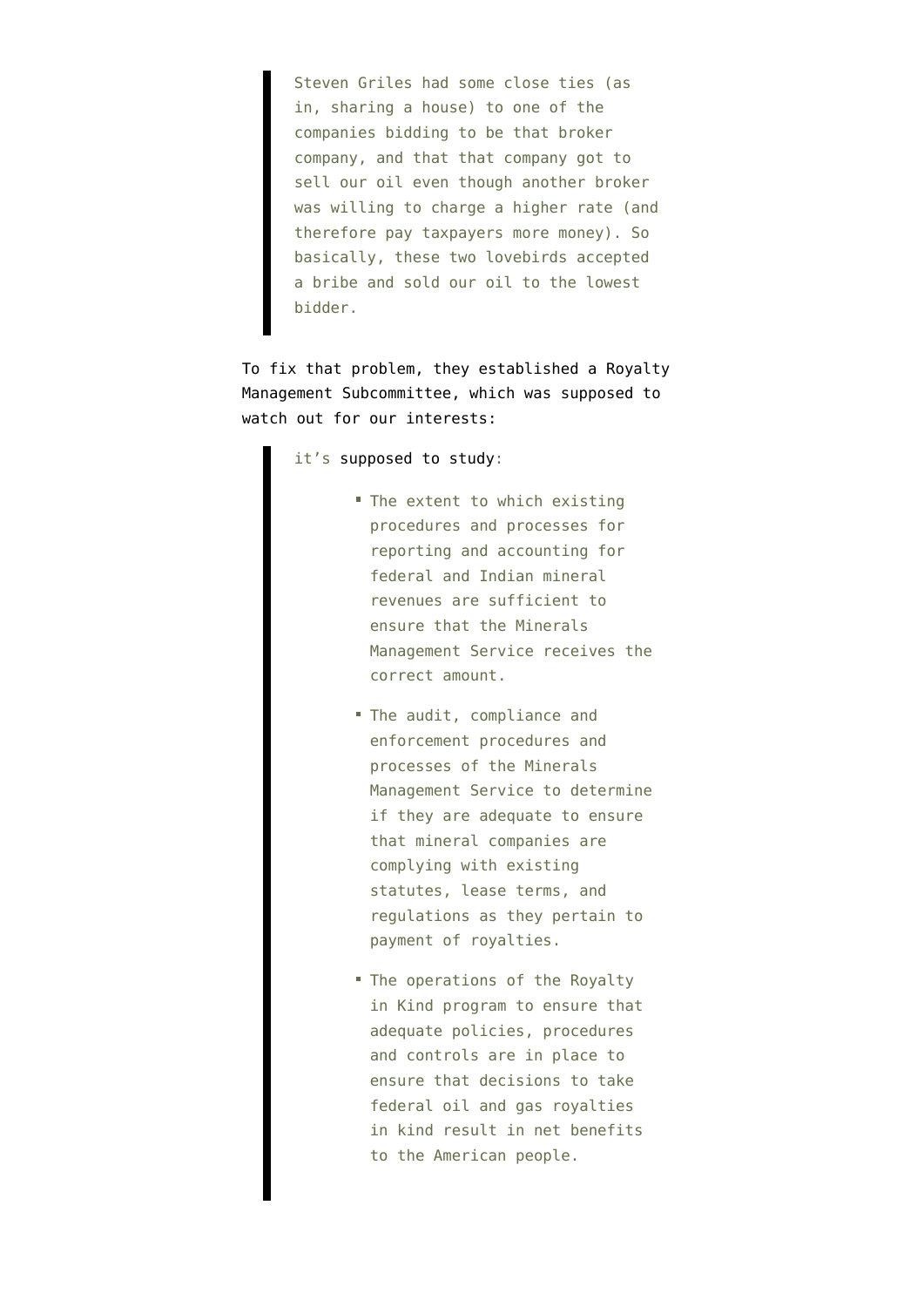> Steven Griles had some close ties (as in, sharing a house) to one of the companies bidding to be that broker company, and that that company got to sell our oil even though another broker was willing to charge a higher rate (and therefore pay taxpayers more money). So basically, these two lovebirds accepted a bribe and sold our oil to the lowest bidder.

To fix that problem, they established a Royalty Management Subcommittee, which was supposed to watch out for our interests:

> it's supposed to study:
>
> - The extent to which existing procedures and processes for reporting and accounting for federal and Indian mineral revenues are sufficient to ensure that the Minerals Management Service receives the correct amount.
> - The audit, compliance and enforcement procedures and processes of the Minerals Management Service to determine if they are adequate to ensure that mineral companies are complying with existing statutes, lease terms, and regulations as they pertain to payment of royalties.
> - The operations of the Royalty in Kind program to ensure that adequate policies, procedures and controls are in place to ensure that decisions to take federal oil and gas royalties in kind result in net benefits to the American people.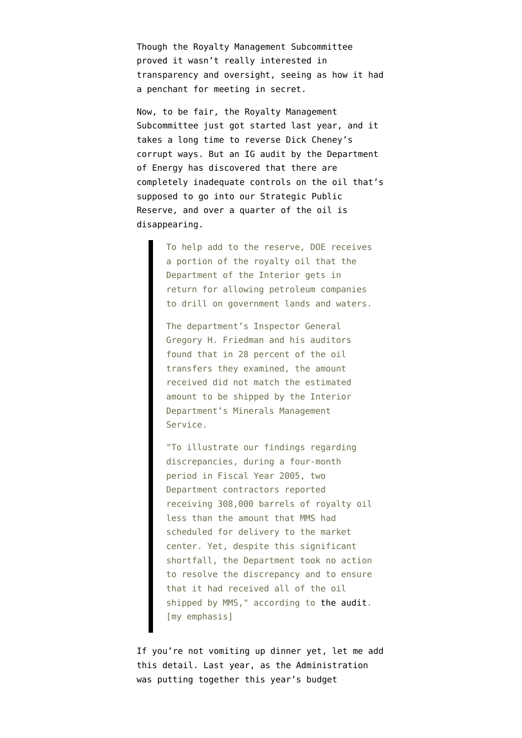Though the Royalty Management Subcommittee proved it wasn't really interested in transparency and oversight, seeing as how it had a penchant for meeting in secret.

Now, to be fair, the Royalty Management Subcommittee just got started last year, and it takes a long time to reverse Dick Cheney's corrupt ways. But an IG audit by the Department of Energy has discovered that there are completely inadequate controls on the oil that's supposed to go into our Strategic Public Reserve, and over a quarter of the oil is disappearing.

> To help add to the reserve, DOE receives a portion of the royalty oil that the Department of the Interior gets in return for allowing petroleum companies to drill on government lands and waters.
>
> The department's Inspector General Gregory H. Friedman and his auditors found that in 28 percent of the oil transfers they examined, the amount received did not match the estimated amount to be shipped by the Interior Department's Minerals Management Service.
>
> "To illustrate our findings regarding discrepancies, during a four-month period in Fiscal Year 2005, two Department contractors reported receiving 308,000 barrels of royalty oil less than the amount that MMS had scheduled for delivery to the market center. Yet, despite this significant shortfall, the Department took no action to resolve the discrepancy and to ensure that it had received all of the oil shipped by MMS," according to the audit. [my emphasis]

If you're not vomiting up dinner yet, let me add this detail. Last year, as the Administration was putting together this year's budget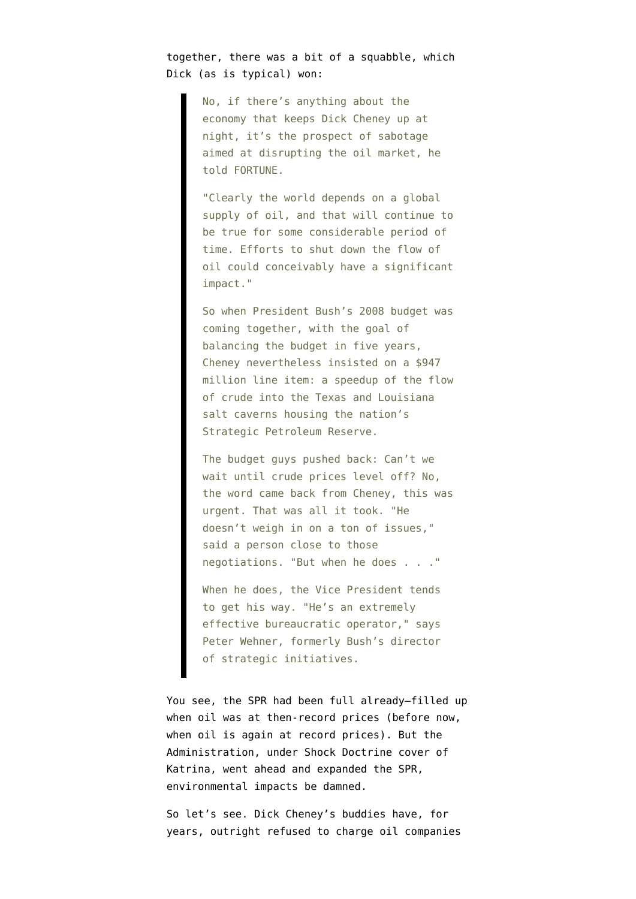together, there was a bit of a squabble, which Dick (as is typical) won:

> No, if there's anything about the economy that keeps Dick Cheney up at night, it's the prospect of sabotage aimed at disrupting the oil market, he told FORTUNE.
>
> "Clearly the world depends on a global supply of oil, and that will continue to be true for some considerable period of time. Efforts to shut down the flow of oil could conceivably have a significant impact."
>
> So when President Bush's 2008 budget was coming together, with the goal of balancing the budget in five years, Cheney nevertheless insisted on a $947 million line item: a speedup of the flow of crude into the Texas and Louisiana salt caverns housing the nation's Strategic Petroleum Reserve.
>
> The budget guys pushed back: Can't we wait until crude prices level off? No, the word came back from Cheney, this was urgent. That was all it took. "He doesn't weigh in on a ton of issues," said a person close to those negotiations. "But when he does . . ."
>
> When he does, the Vice President tends to get his way. "He's an extremely effective bureaucratic operator," says Peter Wehner, formerly Bush's director of strategic initiatives.

You see, the SPR had been full already—filled up when oil was at then-record prices (before now, when oil is again at record prices). But the Administration, under Shock Doctrine cover of Katrina, went ahead and expanded the SPR, environmental impacts be damned.

So let's see. Dick Cheney's buddies have, for years, outright refused to charge oil companies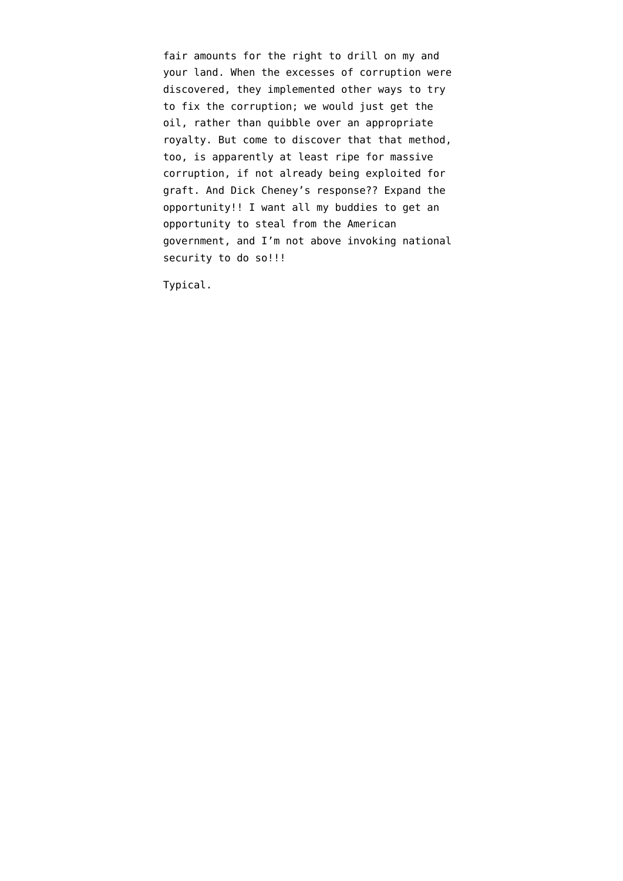fair amounts for the right to drill on my and your land. When the excesses of corruption were discovered, they implemented other ways to try to fix the corruption; we would just get the oil, rather than quibble over an appropriate royalty. But come to discover that that method, too, is apparently at least ripe for massive corruption, if not already being exploited for graft. And Dick Cheney's response?? Expand the opportunity!! I want all my buddies to get an opportunity to steal from the American government, and I'm not above invoking national security to do so!!!

Typical.